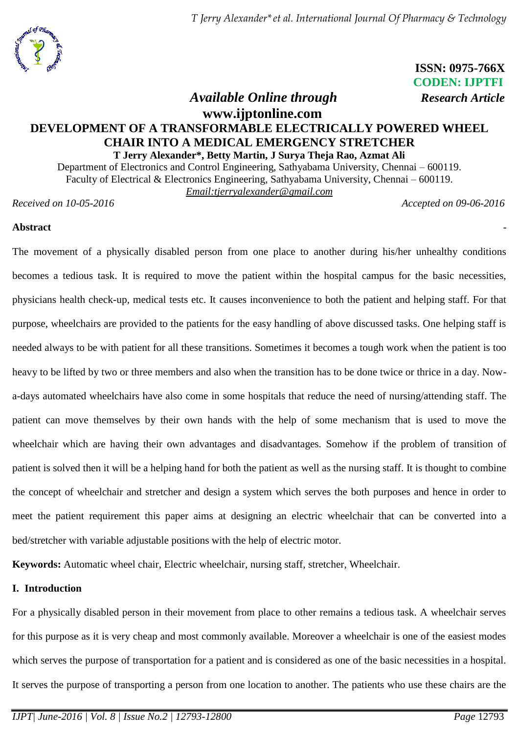ISSN: 0975-766X
CODEN: IJPTFI

*Available Online through* **www.ijptonline.com**

***Research Article***

# DEVELOPMENT OF A TRANSFORMABLE ELECTRICALLY POWERED WHEEL CHAIR INTO A MEDICAL EMERGENCY STRETCHER

**T Jerry Alexander*, Betty Martin, J Surya Theja Rao, Azmat Ali**

Department of Electronics and Control Engineering, Sathyabama University, Chennai – 600119.
Faculty of Electrical & Electronics Engineering, Sathyabama University, Chennai – 600119.
Email:tjerryalexander@gmail.com

*Received on 10-05-2016* *Accepted on 09-06-2016*

## Abstract

The movement of a physically disabled person from one place to another during his/her unhealthy conditions becomes a tedious task. It is required to move the patient within the hospital campus for the basic necessities, physicians health check-up, medical tests etc. It causes inconvenience to both the patient and helping staff. For that purpose, wheelchairs are provided to the patients for the easy handling of above discussed tasks. One helping staff is needed always to be with patient for all these transitions. Sometimes it becomes a tough work when the patient is too heavy to be lifted by two or three members and also when the transition has to be done twice or thrice in a day. Now-a-days automated wheelchairs have also come in some hospitals that reduce the need of nursing/attending staff. The patient can move themselves by their own hands with the help of some mechanism that is used to move the wheelchair which are having their own advantages and disadvantages. Somehow if the problem of transition of patient is solved then it will be a helping hand for both the patient as well as the nursing staff. It is thought to combine the concept of wheelchair and stretcher and design a system which serves the both purposes and hence in order to meet the patient requirement this paper aims at designing an electric wheelchair that can be converted into a bed/stretcher with variable adjustable positions with the help of electric motor.

**Keywords:** Automatic wheel chair, Electric wheelchair, nursing staff, stretcher, Wheelchair.

## I. Introduction

For a physically disabled person in their movement from place to other remains a tedious task. A wheelchair serves for this purpose as it is very cheap and most commonly available. Moreover a wheelchair is one of the easiest modes which serves the purpose of transportation for a patient and is considered as one of the basic necessities in a hospital. It serves the purpose of transporting a person from one location to another. The patients who use these chairs are the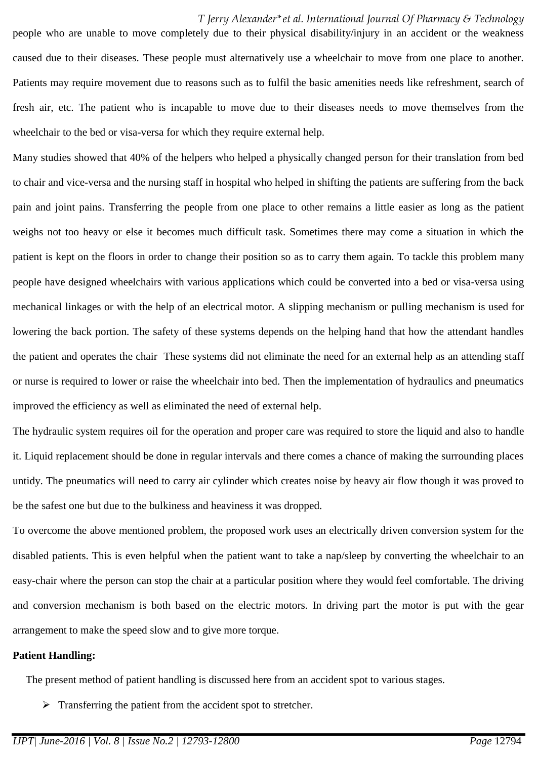people who are unable to move completely due to their physical disability/injury in an accident or the weakness caused due to their diseases. These people must alternatively use a wheelchair to move from one place to another. Patients may require movement due to reasons such as to fulfil the basic amenities needs like refreshment, search of fresh air, etc. The patient who is incapable to move due to their diseases needs to move themselves from the wheelchair to the bed or visa-versa for which they require external help.

Many studies showed that 40% of the helpers who helped a physically changed person for their translation from bed to chair and vice-versa and the nursing staff in hospital who helped in shifting the patients are suffering from the back pain and joint pains. Transferring the people from one place to other remains a little easier as long as the patient weighs not too heavy or else it becomes much difficult task. Sometimes there may come a situation in which the patient is kept on the floors in order to change their position so as to carry them again. To tackle this problem many people have designed wheelchairs with various applications which could be converted into a bed or visa-versa using mechanical linkages or with the help of an electrical motor. A slipping mechanism or pulling mechanism is used for lowering the back portion. The safety of these systems depends on the helping hand that how the attendant handles the patient and operates the chair These systems did not eliminate the need for an external help as an attending staff or nurse is required to lower or raise the wheelchair into bed. Then the implementation of hydraulics and pneumatics improved the efficiency as well as eliminated the need of external help.

The hydraulic system requires oil for the operation and proper care was required to store the liquid and also to handle it. Liquid replacement should be done in regular intervals and there comes a chance of making the surrounding places untidy. The pneumatics will need to carry air cylinder which creates noise by heavy air flow though it was proved to be the safest one but due to the bulkiness and heaviness it was dropped.

To overcome the above mentioned problem, the proposed work uses an electrically driven conversion system for the disabled patients. This is even helpful when the patient want to take a nap/sleep by converting the wheelchair to an easy-chair where the person can stop the chair at a particular position where they would feel comfortable. The driving and conversion mechanism is both based on the electric motors. In driving part the motor is put with the gear arrangement to make the speed slow and to give more torque.

**Patient Handling:**

The present method of patient handling is discussed here from an accident spot to various stages.

- Transferring the patient from the accident spot to stretcher.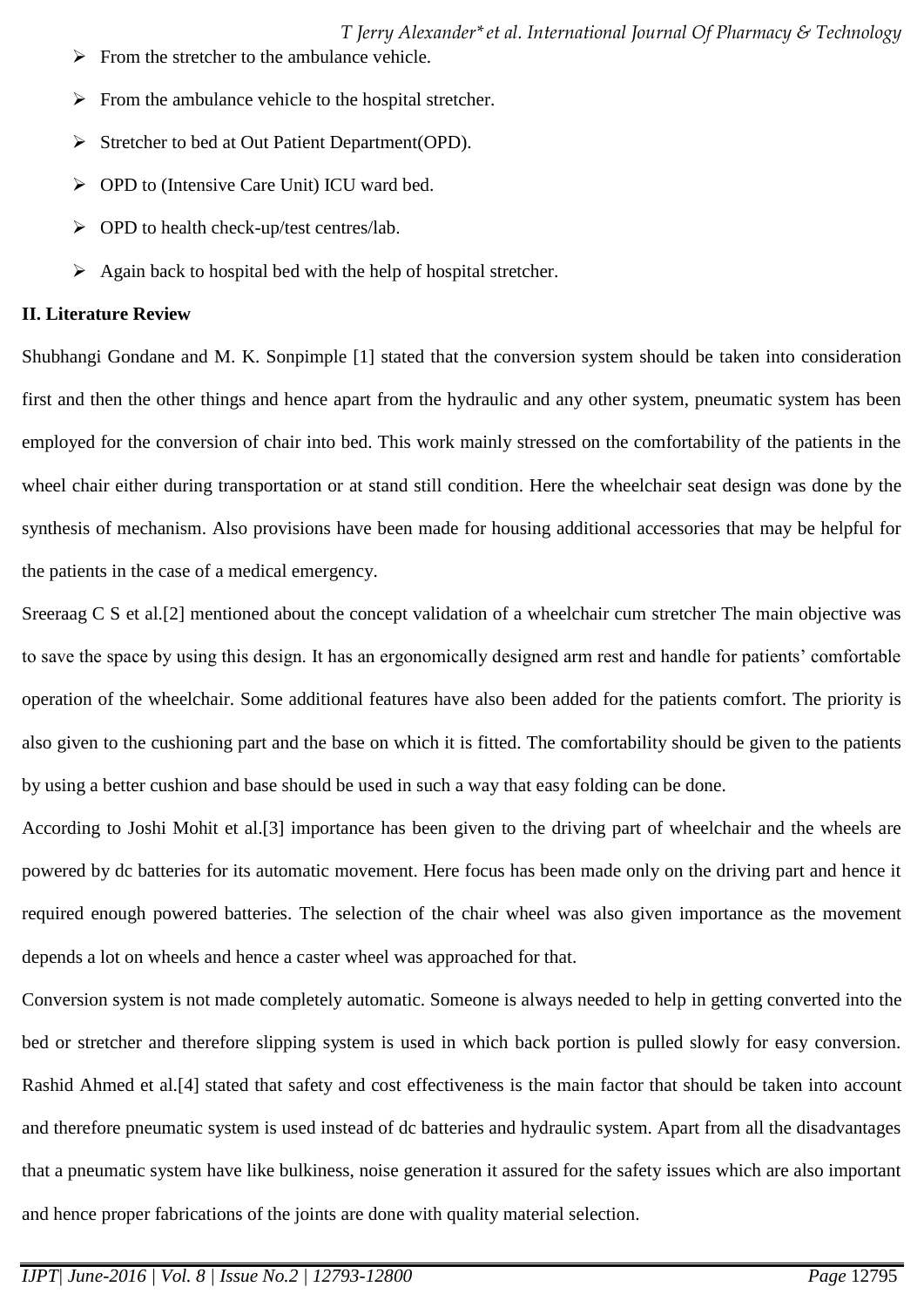- From the stretcher to the ambulance vehicle.
- From the ambulance vehicle to the hospital stretcher.
- Stretcher to bed at Out Patient Department(OPD).
- OPD to (Intensive Care Unit) ICU ward bed.
- OPD to health check-up/test centres/lab.
- Again back to hospital bed with the help of hospital stretcher.

## II. Literature Review

Shubhangi Gondane and M. K. Sonpimple [1] stated that the conversion system should be taken into consideration first and then the other things and hence apart from the hydraulic and any other system, pneumatic system has been employed for the conversion of chair into bed. This work mainly stressed on the comfortability of the patients in the wheel chair either during transportation or at stand still condition. Here the wheelchair seat design was done by the synthesis of mechanism. Also provisions have been made for housing additional accessories that may be helpful for the patients in the case of a medical emergency.

Sreeraag C S et al.[2] mentioned about the concept validation of a wheelchair cum stretcher The main objective was to save the space by using this design. It has an ergonomically designed arm rest and handle for patients' comfortable operation of the wheelchair. Some additional features have also been added for the patients comfort. The priority is also given to the cushioning part and the base on which it is fitted. The comfortability should be given to the patients by using a better cushion and base should be used in such a way that easy folding can be done.

According to Joshi Mohit et al.[3] importance has been given to the driving part of wheelchair and the wheels are powered by dc batteries for its automatic movement. Here focus has been made only on the driving part and hence it required enough powered batteries. The selection of the chair wheel was also given importance as the movement depends a lot on wheels and hence a caster wheel was approached for that.

Conversion system is not made completely automatic. Someone is always needed to help in getting converted into the bed or stretcher and therefore slipping system is used in which back portion is pulled slowly for easy conversion. Rashid Ahmed et al.[4] stated that safety and cost effectiveness is the main factor that should be taken into account and therefore pneumatic system is used instead of dc batteries and hydraulic system. Apart from all the disadvantages that a pneumatic system have like bulkiness, noise generation it assured for the safety issues which are also important and hence proper fabrications of the joints are done with quality material selection.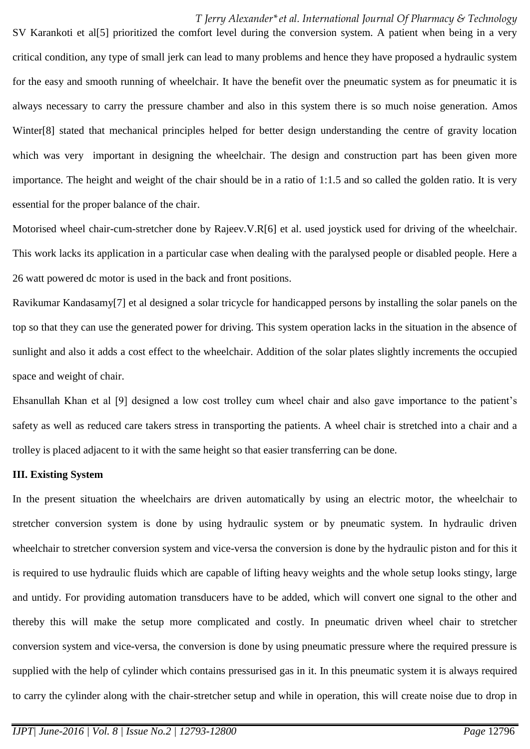SV Karankoti et al[5] prioritized the comfort level during the conversion system. A patient when being in a very critical condition, any type of small jerk can lead to many problems and hence they have proposed a hydraulic system for the easy and smooth running of wheelchair. It have the benefit over the pneumatic system as for pneumatic it is always necessary to carry the pressure chamber and also in this system there is so much noise generation. Amos Winter[8] stated that mechanical principles helped for better design understanding the centre of gravity location which was very important in designing the wheelchair. The design and construction part has been given more importance. The height and weight of the chair should be in a ratio of 1:1.5 and so called the golden ratio. It is very essential for the proper balance of the chair.

Motorised wheel chair-cum-stretcher done by Rajeev.V.R[6] et al. used joystick used for driving of the wheelchair. This work lacks its application in a particular case when dealing with the paralysed people or disabled people. Here a 26 watt powered dc motor is used in the back and front positions.

Ravikumar Kandasamy[7] et al designed a solar tricycle for handicapped persons by installing the solar panels on the top so that they can use the generated power for driving. This system operation lacks in the situation in the absence of sunlight and also it adds a cost effect to the wheelchair. Addition of the solar plates slightly increments the occupied space and weight of chair.

Ehsanullah Khan et al [9] designed a low cost trolley cum wheel chair and also gave importance to the patient's safety as well as reduced care takers stress in transporting the patients. A wheel chair is stretched into a chair and a trolley is placed adjacent to it with the same height so that easier transferring can be done.

## III. Existing System

In the present situation the wheelchairs are driven automatically by using an electric motor, the wheelchair to stretcher conversion system is done by using hydraulic system or by pneumatic system. In hydraulic driven wheelchair to stretcher conversion system and vice-versa the conversion is done by the hydraulic piston and for this it is required to use hydraulic fluids which are capable of lifting heavy weights and the whole setup looks stingy, large and untidy. For providing automation transducers have to be added, which will convert one signal to the other and thereby this will make the setup more complicated and costly. In pneumatic driven wheel chair to stretcher conversion system and vice-versa, the conversion is done by using pneumatic pressure where the required pressure is supplied with the help of cylinder which contains pressurised gas in it. In this pneumatic system it is always required to carry the cylinder along with the chair-stretcher setup and while in operation, this will create noise due to drop in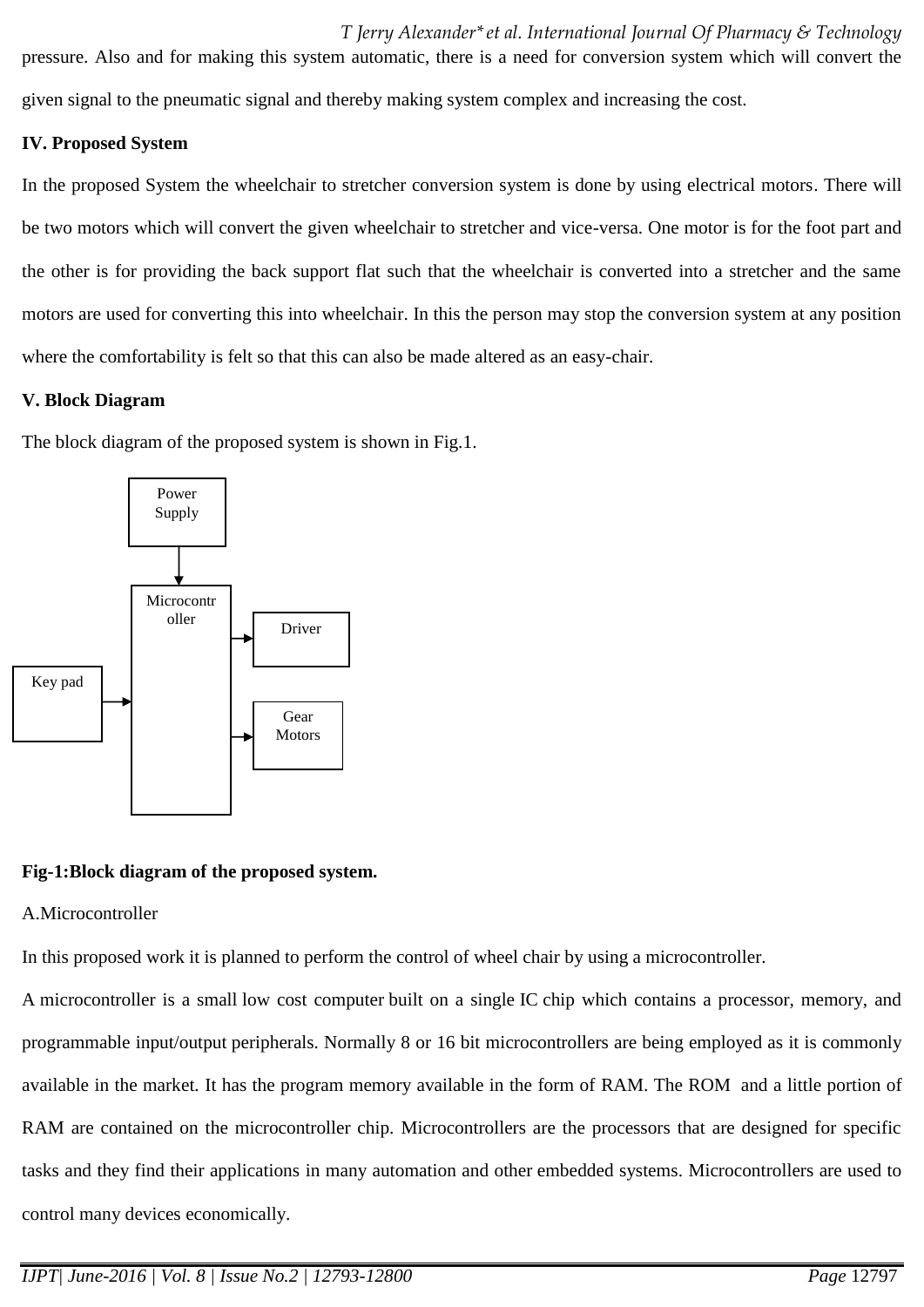pressure. Also and for making this system automatic, there is a need for conversion system which will convert the given signal to the pneumatic signal and thereby making system complex and increasing the cost.

## IV. Proposed System

In the proposed System the wheelchair to stretcher conversion system is done by using electrical motors. There will be two motors which will convert the given wheelchair to stretcher and vice-versa. One motor is for the foot part and the other is for providing the back support flat such that the wheelchair is converted into a stretcher and the same motors are used for converting this into wheelchair. In this the person may stop the conversion system at any position where the comfortability is felt so that this can also be made altered as an easy-chair.

## V. Block Diagram

The block diagram of the proposed system is shown in Fig.1.

Power Supply

Microcontroller

Driver

Key pad

Gear Motors

**Fig-1:Block diagram of the proposed system.**

A.Microcontroller

In this proposed work it is planned to perform the control of wheel chair by using a microcontroller.

A microcontroller is a small low cost computer built on a single IC chip which contains a processor, memory, and programmable input/output peripherals. Normally 8 or 16 bit microcontrollers are being employed as it is commonly available in the market. It has the program memory available in the form of RAM. The ROM and a little portion of RAM are contained on the microcontroller chip. Microcontrollers are the processors that are designed for specific tasks and they find their applications in many automation and other embedded systems. Microcontrollers are used to control many devices economically.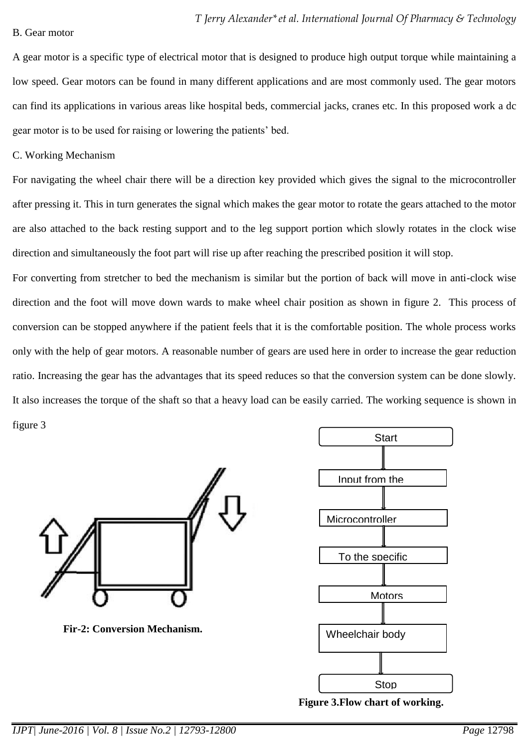B. Gear motor

A gear motor is a specific type of electrical motor that is designed to produce high output torque while maintaining a low speed. Gear motors can be found in many different applications and are most commonly used. The gear motors can find its applications in various areas like hospital beds, commercial jacks, cranes etc. In this proposed work a dc gear motor is to be used for raising or lowering the patients' bed.

C. Working Mechanism

For navigating the wheel chair there will be a direction key provided which gives the signal to the microcontroller after pressing it. This in turn generates the signal which makes the gear motor to rotate the gears attached to the motor are also attached to the back resting support and to the leg support portion which slowly rotates in the clock wise direction and simultaneously the foot part will rise up after reaching the prescribed position it will stop.

For converting from stretcher to bed the mechanism is similar but the portion of back will move in anti-clock wise direction and the foot will move down wards to make wheel chair position as shown in figure 2. This process of conversion can be stopped anywhere if the patient feels that it is the comfortable position. The whole process works only with the help of gear motors. A reasonable number of gears are used here in order to increase the gear reduction ratio. Increasing the gear has the advantages that its speed reduces so that the conversion system can be done slowly. It also increases the torque of the shaft so that a heavy load can be easily carried. The working sequence is shown in figure 3

**Fir-2: Conversion Mechanism.**

Start

Input from the

Microcontroller

To the specific

Motors

Wheelchair body

Stop

**Figure 3.Flow chart of working.**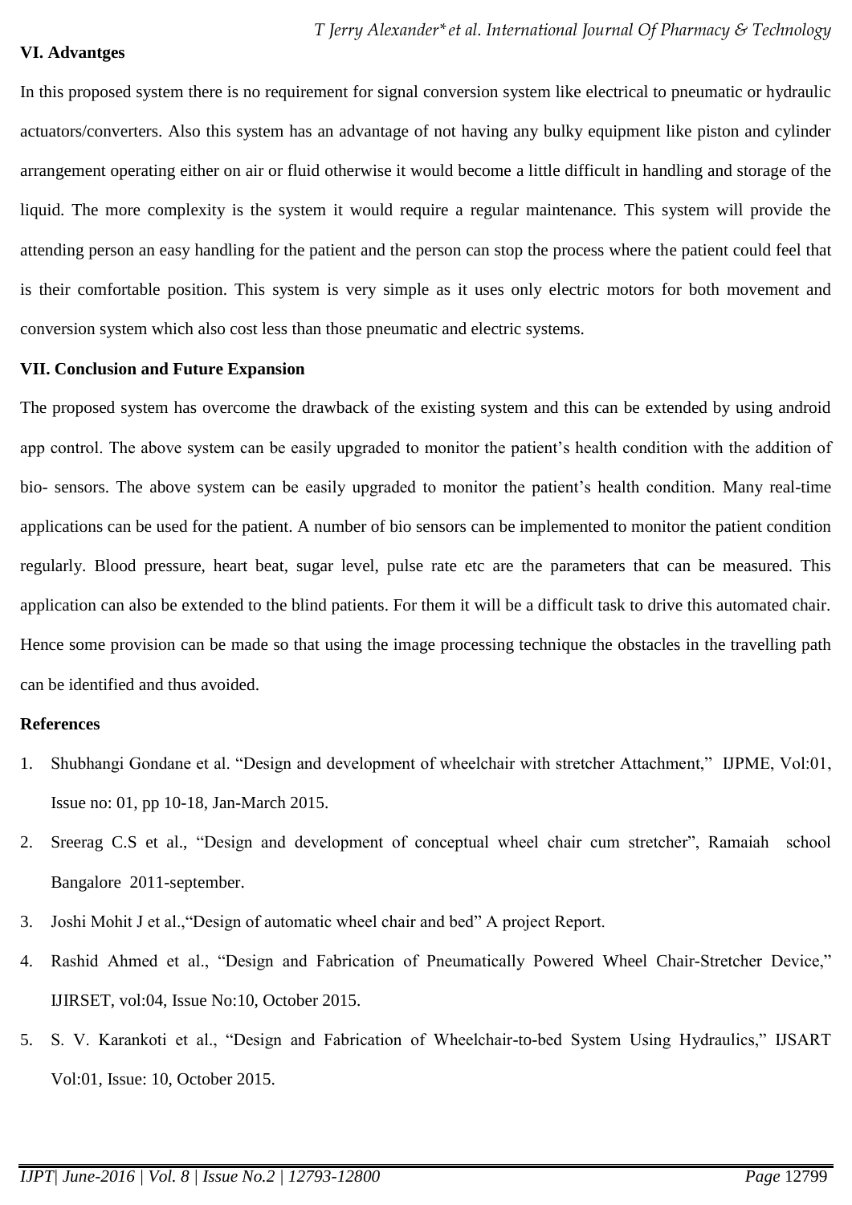### VI. Advantges

In this proposed system there is no requirement for signal conversion system like electrical to pneumatic or hydraulic actuators/converters. Also this system has an advantage of not having any bulky equipment like piston and cylinder arrangement operating either on air or fluid otherwise it would become a little difficult in handling and storage of the liquid. The more complexity is the system it would require a regular maintenance. This system will provide the attending person an easy handling for the patient and the person can stop the process where the patient could feel that is their comfortable position. This system is very simple as it uses only electric motors for both movement and conversion system which also cost less than those pneumatic and electric systems.

### VII. Conclusion and Future Expansion

The proposed system has overcome the drawback of the existing system and this can be extended by using android app control. The above system can be easily upgraded to monitor the patient's health condition with the addition of bio- sensors. The above system can be easily upgraded to monitor the patient's health condition. Many real-time applications can be used for the patient. A number of bio sensors can be implemented to monitor the patient condition regularly. Blood pressure, heart beat, sugar level, pulse rate etc are the parameters that can be measured. This application can also be extended to the blind patients. For them it will be a difficult task to drive this automated chair. Hence some provision can be made so that using the image processing technique the obstacles in the travelling path can be identified and thus avoided.

### References

1. Shubhangi Gondane et al. "Design and development of wheelchair with stretcher Attachment," IJPME, Vol:01, Issue no: 01, pp 10-18, Jan-March 2015.
2. Sreerag C.S et al., "Design and development of conceptual wheel chair cum stretcher", Ramaiah school Bangalore 2011-september.
3. Joshi Mohit J et al.,"Design of automatic wheel chair and bed" A project Report.
4. Rashid Ahmed et al., "Design and Fabrication of Pneumatically Powered Wheel Chair-Stretcher Device," IJIRSET, vol:04, Issue No:10, October 2015.
5. S. V. Karankoti et al., "Design and Fabrication of Wheelchair-to-bed System Using Hydraulics," IJSART Vol:01, Issue: 10, October 2015.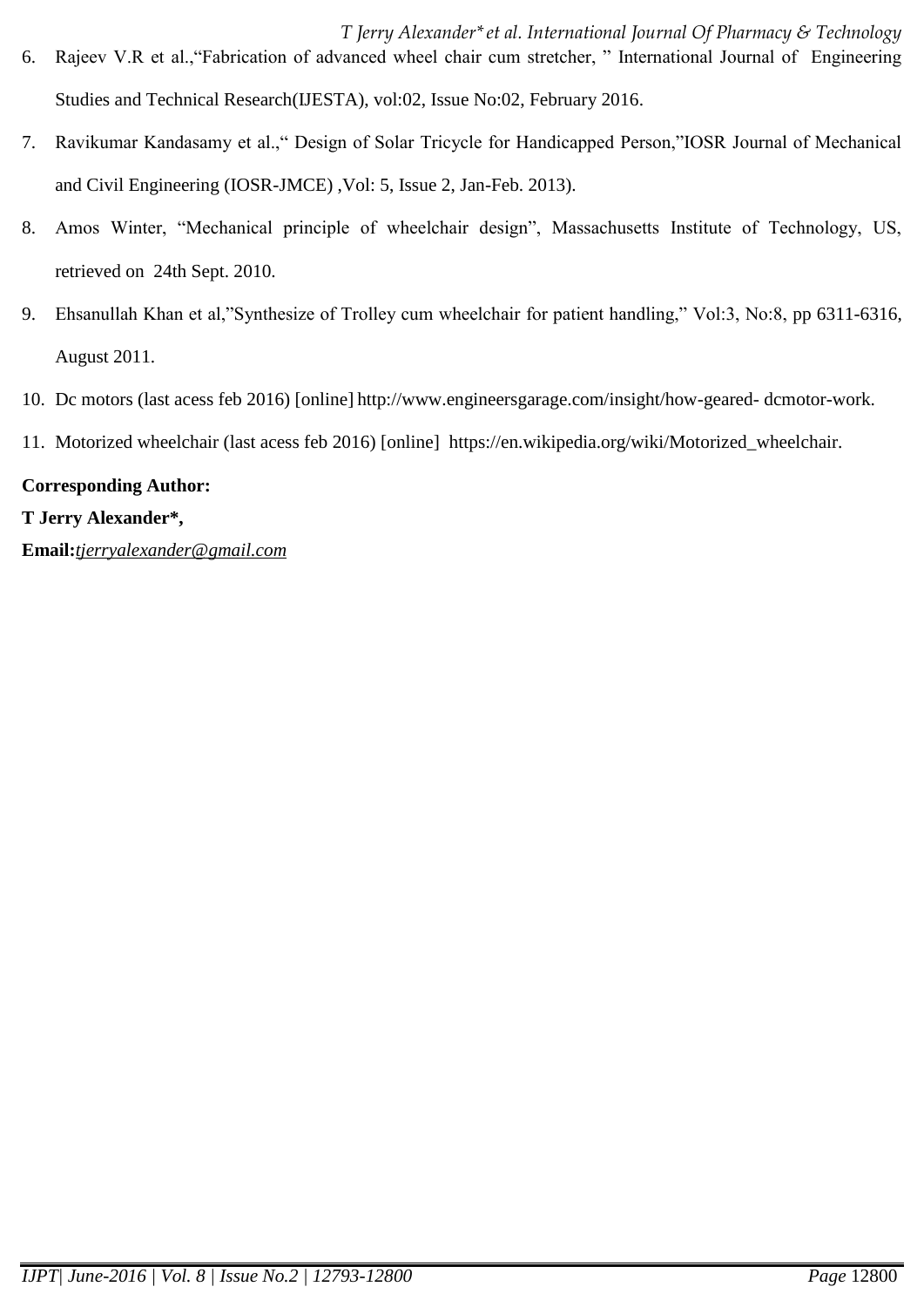6. Rajeev V.R et al.,"Fabrication of advanced wheel chair cum stretcher, " International Journal of Engineering Studies and Technical Research(IJESTA), vol:02, Issue No:02, February 2016.
7. Ravikumar Kandasamy et al.," Design of Solar Tricycle for Handicapped Person,"IOSR Journal of Mechanical and Civil Engineering (IOSR-JMCE) ,Vol: 5, Issue 2, Jan-Feb. 2013).
8. Amos Winter, "Mechanical principle of wheelchair design", Massachusetts Institute of Technology, US, retrieved on 24th Sept. 2010.
9. Ehsanullah Khan et al,"Synthesize of Trolley cum wheelchair for patient handling," Vol:3, No:8, pp 6311-6316, August 2011.
10. Dc motors (last acess feb 2016) [online] http://www.engineersgarage.com/insight/how-geared- dcmotor-work.
11. Motorized wheelchair (last acess feb 2016) [online] https://en.wikipedia.org/wiki/Motorized_wheelchair.

**Corresponding Author:**

**T Jerry Alexander*,**

**Email:**tjerryalexander@gmail.com